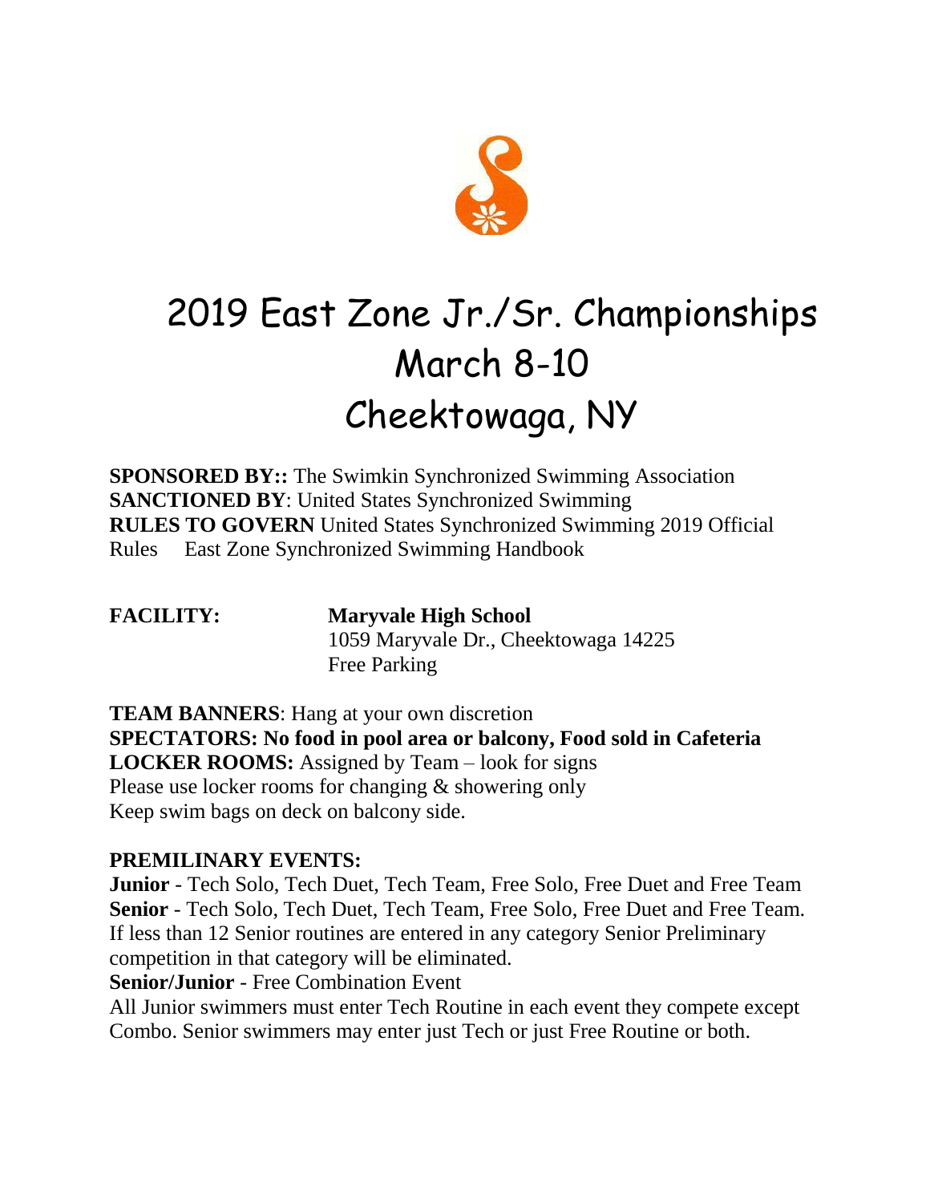# 2019 East Zone Jr./Sr. Championships
# March 8-10
# Cheektowaga, NY

**SPONSORED BY::** The Swimkin Synchronized Swimming Association
**SANCTIONED BY**: United States Synchronized Swimming
**RULES TO GOVERN** United States Synchronized Swimming 2019 Official Rules East Zone Synchronized Swimming Handbook

**FACILITY:** **Maryvale High School**
1059 Maryvale Dr., Cheektowaga 14225
Free Parking

**TEAM BANNERS**: Hang at your own discretion
**SPECTATORS: No food in pool area or balcony, Food sold in Cafeteria**
**LOCKER ROOMS:** Assigned by Team – look for signs
Please use locker rooms for changing & showering only
Keep swim bags on deck on balcony side.

**PREMILINARY EVENTS:**
**Junior** - Tech Solo, Tech Duet, Tech Team, Free Solo, Free Duet and Free Team
**Senior** - Tech Solo, Tech Duet, Tech Team, Free Solo, Free Duet and Free Team. If less than 12 Senior routines are entered in any category Senior Preliminary competition in that category will be eliminated.
**Senior/Junior** - Free Combination Event
All Junior swimmers must enter Tech Routine in each event they compete except Combo. Senior swimmers may enter just Tech or just Free Routine or both.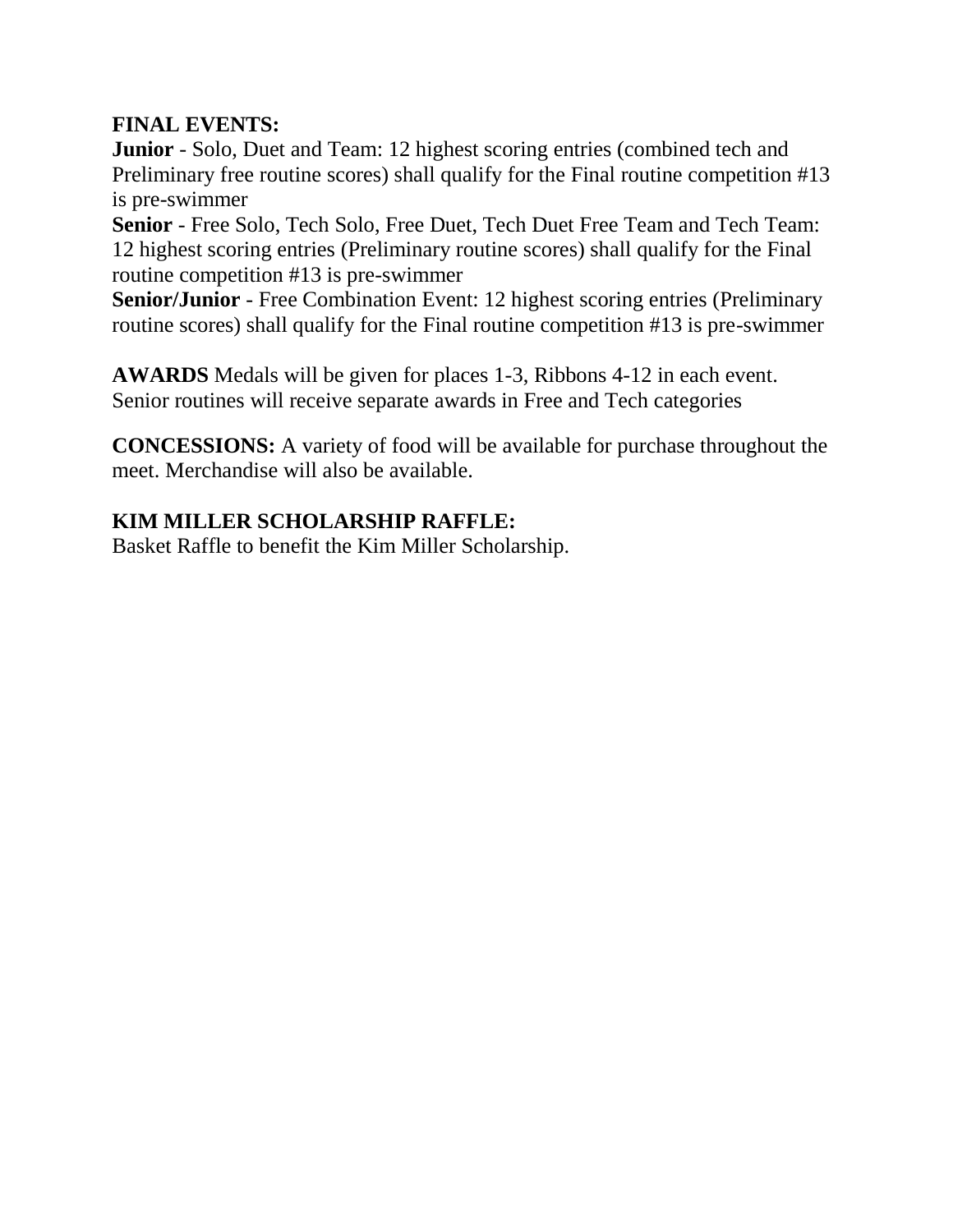**FINAL EVENTS:**
**Junior** - Solo, Duet and Team: 12 highest scoring entries (combined tech and Preliminary free routine scores) shall qualify for the Final routine competition #13 is pre-swimmer
**Senior** - Free Solo, Tech Solo, Free Duet, Tech Duet Free Team and Tech Team: 12 highest scoring entries (Preliminary routine scores) shall qualify for the Final routine competition #13 is pre-swimmer
**Senior/Junior** - Free Combination Event: 12 highest scoring entries (Preliminary routine scores) shall qualify for the Final routine competition #13 is pre-swimmer

**AWARDS** Medals will be given for places 1-3, Ribbons 4-12 in each event. Senior routines will receive separate awards in Free and Tech categories

**CONCESSIONS:** A variety of food will be available for purchase throughout the meet. Merchandise will also be available.

**KIM MILLER SCHOLARSHIP RAFFLE:**
Basket Raffle to benefit the Kim Miller Scholarship.